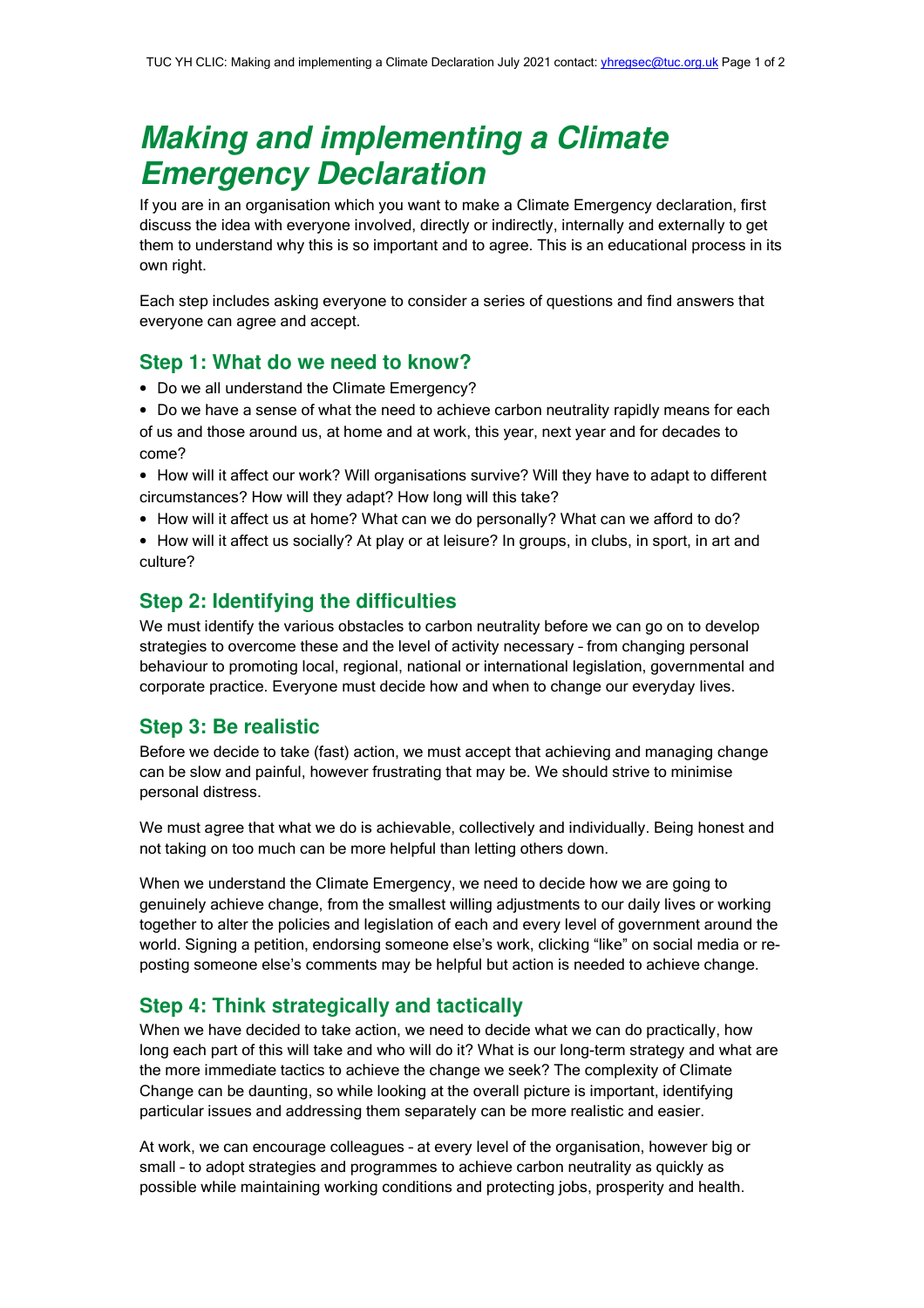# *Making and implementing a Climate Emergency Declaration*

If you are in an organisation which you want to make a Climate Emergency declaration, first discuss the idea with everyone involved, directly or indirectly, internally and externally to get them to understand why this is so important and to agree. This is an educational process in its own right.

Each step includes asking everyone to consider a series of questions and find answers that everyone can agree and accept.

## Step 1: What do we need to know?

- Do we all understand the Climate Emergency?
- Do we have a sense of what the need to achieve carbon neutrality rapidly means for each of us and those around us, at home and at work, this year, next year and for decades to come?
- How will it affect our work? Will organisations survive? Will they have to adapt to different circumstances? How will they adapt? How long will this take?
- How will it affect us at home? What can we do personally? What can we afford to do?
- How will it affect us socially? At play or at leisure? In groups, in clubs, in sport, in art and culture?

## Step 2: Identifying the difficulties

We must identify the various obstacles to carbon neutrality before we can go on to develop strategies to overcome these and the level of activity necessary – from changing personal behaviour to promoting local, regional, national or international legislation, governmental and corporate practice. Everyone must decide how and when to change our everyday lives.

## Step 3: Be realistic

Before we decide to take (fast) action, we must accept that achieving and managing change can be slow and painful, however frustrating that may be. We should strive to minimise personal distress.

We must agree that what we do is achievable, collectively and individually. Being honest and not taking on too much can be more helpful than letting others down.

When we understand the Climate Emergency, we need to decide how we are going to genuinely achieve change, from the smallest willing adjustments to our daily lives or working together to alter the policies and legislation of each and every level of government around the world. Signing a petition, endorsing someone else's work, clicking "like" on social media or re-posting someone else's comments may be helpful but action is needed to achieve change.

## Step 4: Think strategically and tactically

When we have decided to take action, we need to decide what we can do practically, how long each part of this will take and who will do it? What is our long-term strategy and what are the more immediate tactics to achieve the change we seek? The complexity of Climate Change can be daunting, so while looking at the overall picture is important, identifying particular issues and addressing them separately can be more realistic and easier.

At work, we can encourage colleagues – at every level of the organisation, however big or small – to adopt strategies and programmes to achieve carbon neutrality as quickly as possible while maintaining working conditions and protecting jobs, prosperity and health.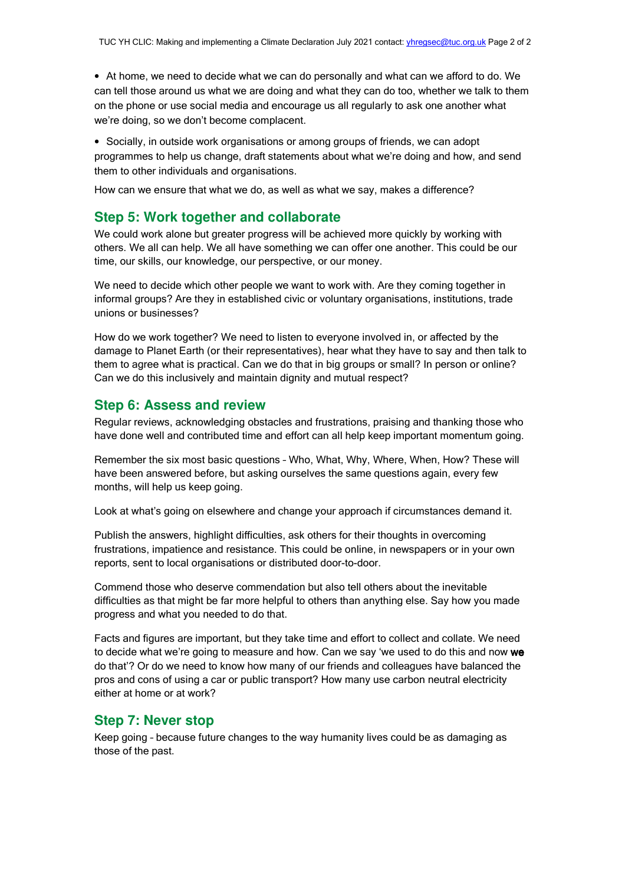- At home, we need to decide what we can do personally and what can we afford to do. We can tell those around us what we are doing and what they can do too, whether we talk to them on the phone or use social media and encourage us all regularly to ask one another what we're doing, so we don't become complacent.
- Socially, in outside work organisations or among groups of friends, we can adopt programmes to help us change, draft statements about what we're doing and how, and send them to other individuals and organisations.

How can we ensure that what we do, as well as what we say, makes a difference?

## Step 5: Work together and collaborate

We could work alone but greater progress will be achieved more quickly by working with others. We all can help. We all have something we can offer one another. This could be our time, our skills, our knowledge, our perspective, or our money.

We need to decide which other people we want to work with. Are they coming together in informal groups? Are they in established civic or voluntary organisations, institutions, trade unions or businesses?

How do we work together? We need to listen to everyone involved in, or affected by the damage to Planet Earth (or their representatives), hear what they have to say and then talk to them to agree what is practical. Can we do that in big groups or small? In person or online? Can we do this inclusively and maintain dignity and mutual respect?

## Step 6: Assess and review

Regular reviews, acknowledging obstacles and frustrations, praising and thanking those who have done well and contributed time and effort can all help keep important momentum going.

Remember the six most basic questions – Who, What, Why, Where, When, How? These will have been answered before, but asking ourselves the same questions again, every few months, will help us keep going.

Look at what's going on elsewhere and change your approach if circumstances demand it.

Publish the answers, highlight difficulties, ask others for their thoughts in overcoming frustrations, impatience and resistance. This could be online, in newspapers or in your own reports, sent to local organisations or distributed door-to-door.

Commend those who deserve commendation but also tell others about the inevitable difficulties as that might be far more helpful to others than anything else. Say how you made progress and what you needed to do that.

Facts and figures are important, but they take time and effort to collect and collate. We need to decide what we're going to measure and how. Can we say 'we used to do this and now **we** do that'? Or do we need to know how many of our friends and colleagues have balanced the pros and cons of using a car or public transport? How many use carbon neutral electricity either at home or at work?

## Step 7: Never stop

Keep going – because future changes to the way humanity lives could be as damaging as those of the past.